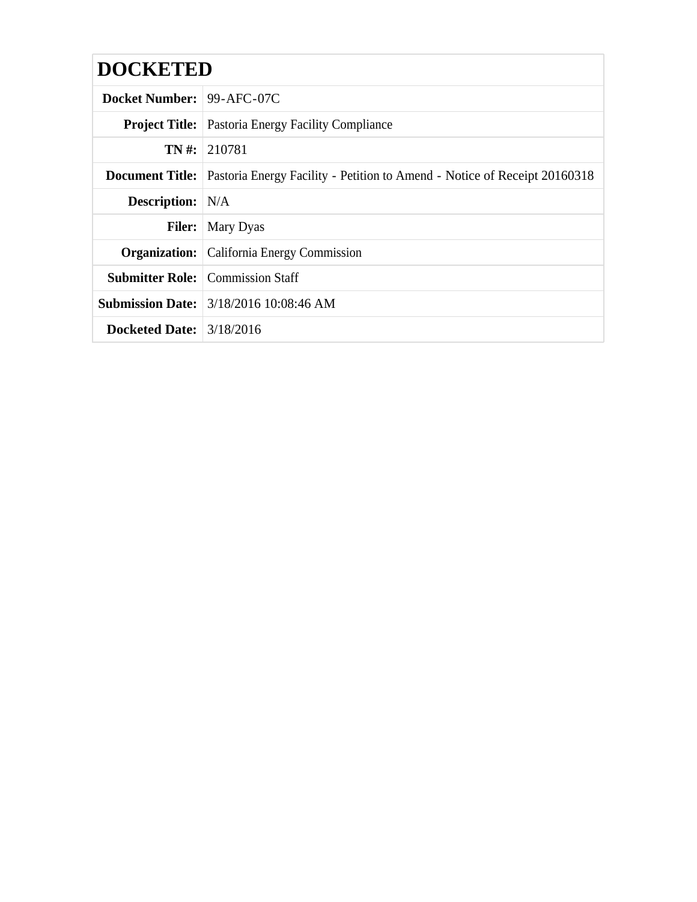# DOCKETED

| | |
|---|---|
| **Docket Number:** | 99-AFC-07C |
| **Project Title:** | Pastoria Energy Facility Compliance |
| **TN #:** | 210781 |
| **Document Title:** | Pastoria Energy Facility - Petition to Amend - Notice of Receipt 20160318 |
| **Description:** | N/A |
| **Filer:** | Mary Dyas |
| **Organization:** | California Energy Commission |
| **Submitter Role:** | Commission Staff |
| **Submission Date:** | 3/18/2016 10:08:46 AM |
| **Docketed Date:** | 3/18/2016 |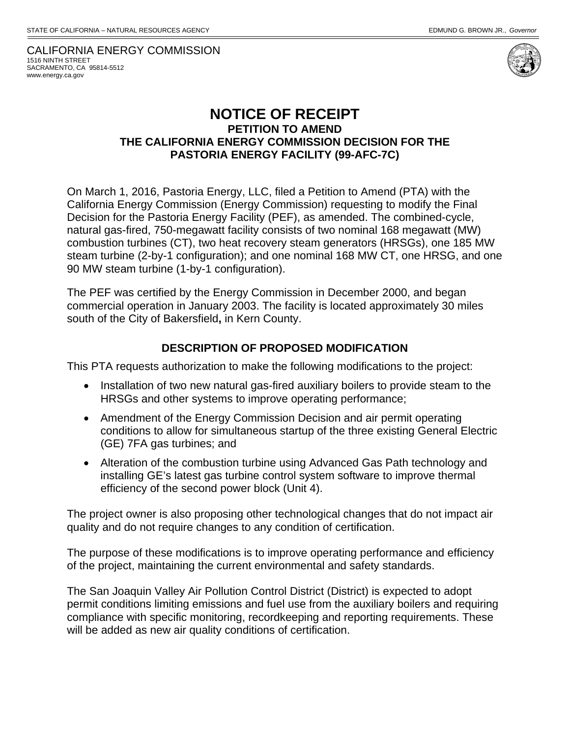STATE OF CALIFORNIA – NATURAL RESOURCES AGENCY EDMUND G. BROWN JR., *Governor*

CALIFORNIA ENERGY COMMISSION
1516 NINTH STREET
SACRAMENTO, CA 95814-5512
www.energy.ca.gov

# NOTICE OF RECEIPT
## PETITION TO AMEND
## THE CALIFORNIA ENERGY COMMISSION DECISION FOR THE PASTORIA ENERGY FACILITY (99-AFC-7C)

On March 1, 2016, Pastoria Energy, LLC, filed a Petition to Amend (PTA) with the California Energy Commission (Energy Commission) requesting to modify the Final Decision for the Pastoria Energy Facility (PEF), as amended. The combined-cycle, natural gas-fired, 750-megawatt facility consists of two nominal 168 megawatt (MW) combustion turbines (CT), two heat recovery steam generators (HRSGs), one 185 MW steam turbine (2-by-1 configuration); and one nominal 168 MW CT, one HRSG, and one 90 MW steam turbine (1-by-1 configuration).

The PEF was certified by the Energy Commission in December 2000, and began commercial operation in January 2003. The facility is located approximately 30 miles south of the City of Bakersfield**,** in Kern County.

### DESCRIPTION OF PROPOSED MODIFICATION

This PTA requests authorization to make the following modifications to the project:

- Installation of two new natural gas-fired auxiliary boilers to provide steam to the HRSGs and other systems to improve operating performance;
- Amendment of the Energy Commission Decision and air permit operating conditions to allow for simultaneous startup of the three existing General Electric (GE) 7FA gas turbines; and
- Alteration of the combustion turbine using Advanced Gas Path technology and installing GE's latest gas turbine control system software to improve thermal efficiency of the second power block (Unit 4).

The project owner is also proposing other technological changes that do not impact air quality and do not require changes to any condition of certification.

The purpose of these modifications is to improve operating performance and efficiency of the project, maintaining the current environmental and safety standards.

The San Joaquin Valley Air Pollution Control District (District) is expected to adopt permit conditions limiting emissions and fuel use from the auxiliary boilers and requiring compliance with specific monitoring, recordkeeping and reporting requirements. These will be added as new air quality conditions of certification.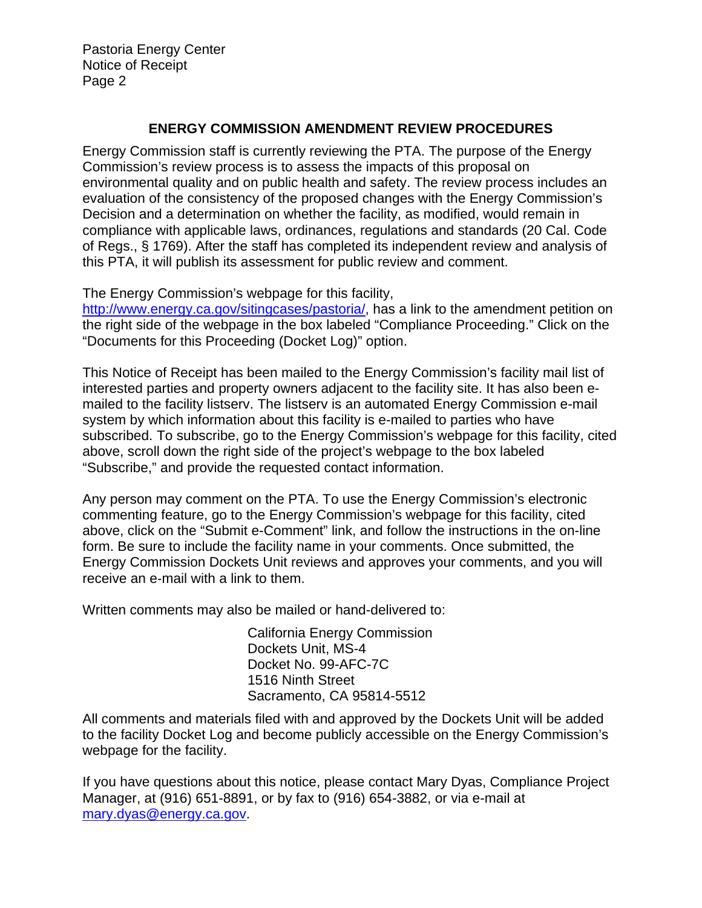## ENERGY COMMISSION AMENDMENT REVIEW PROCEDURES

Energy Commission staff is currently reviewing the PTA. The purpose of the Energy Commission's review process is to assess the impacts of this proposal on environmental quality and on public health and safety. The review process includes an evaluation of the consistency of the proposed changes with the Energy Commission's Decision and a determination on whether the facility, as modified, would remain in compliance with applicable laws, ordinances, regulations and standards (20 Cal. Code of Regs., § 1769). After the staff has completed its independent review and analysis of this PTA, it will publish its assessment for public review and comment.

The Energy Commission's webpage for this facility, [http://www.energy.ca.gov/sitingcases/pastoria/](http://www.energy.ca.gov/sitingcases/pastoria/), has a link to the amendment petition on the right side of the webpage in the box labeled "Compliance Proceeding." Click on the "Documents for this Proceeding (Docket Log)" option.

This Notice of Receipt has been mailed to the Energy Commission's facility mail list of interested parties and property owners adjacent to the facility site. It has also been e-mailed to the facility listserv. The listserv is an automated Energy Commission e-mail system by which information about this facility is e-mailed to parties who have subscribed. To subscribe, go to the Energy Commission's webpage for this facility, cited above, scroll down the right side of the project's webpage to the box labeled "Subscribe," and provide the requested contact information.

Any person may comment on the PTA. To use the Energy Commission's electronic commenting feature, go to the Energy Commission's webpage for this facility, cited above, click on the "Submit e-Comment" link, and follow the instructions in the on-line form. Be sure to include the facility name in your comments. Once submitted, the Energy Commission Dockets Unit reviews and approves your comments, and you will receive an e-mail with a link to them.

Written comments may also be mailed or hand-delivered to:

California Energy Commission
Dockets Unit, MS-4
Docket No. 99-AFC-7C
1516 Ninth Street
Sacramento, CA 95814-5512

All comments and materials filed with and approved by the Dockets Unit will be added to the facility Docket Log and become publicly accessible on the Energy Commission's webpage for the facility.

If you have questions about this notice, please contact Mary Dyas, Compliance Project Manager, at (916) 651-8891, or by fax to (916) 654-3882, or via e-mail at [mary.dyas@energy.ca.gov](mailto:mary.dyas@energy.ca.gov).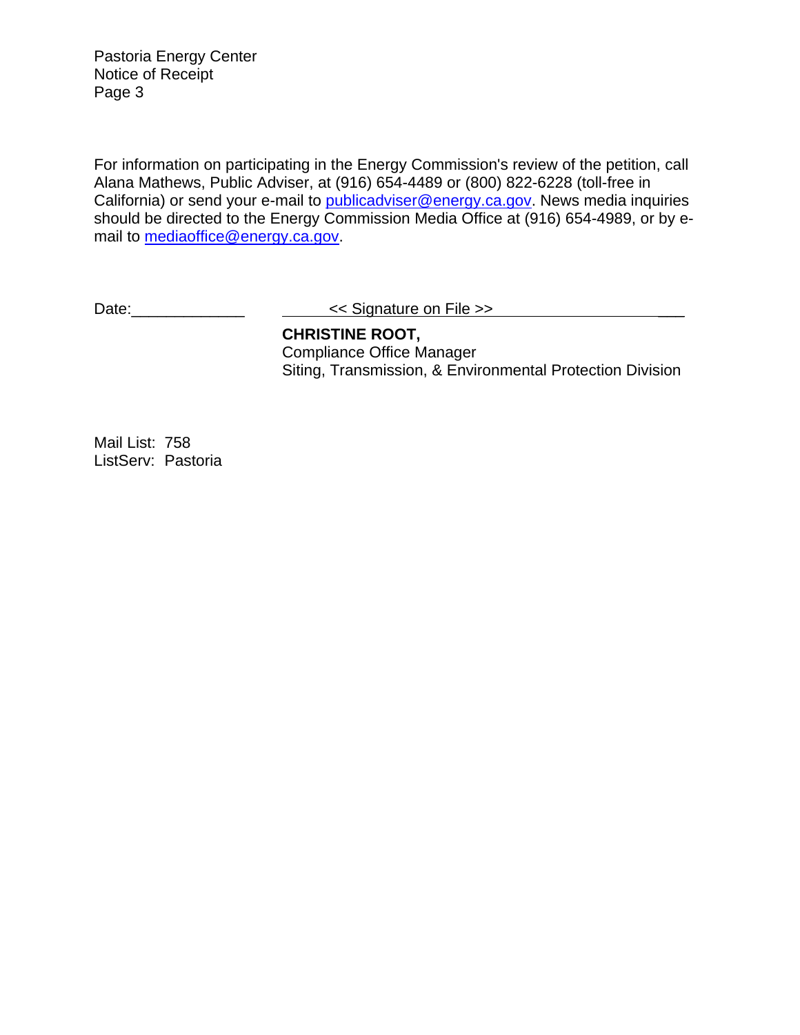For information on participating in the Energy Commission's review of the petition, call Alana Mathews, Public Adviser, at (916) 654-4489 or (800) 822-6228 (toll-free in California) or send your e-mail to publicadviser@energy.ca.gov. News media inquiries should be directed to the Energy Commission Media Office at (916) 654-4989, or by e-mail to mediaoffice@energy.ca.gov.

Date:_____________ << Signature on File >>

**CHRISTINE ROOT,**
Compliance Office Manager
Siting, Transmission, & Environmental Protection Division

Mail List: 758
ListServ: Pastoria